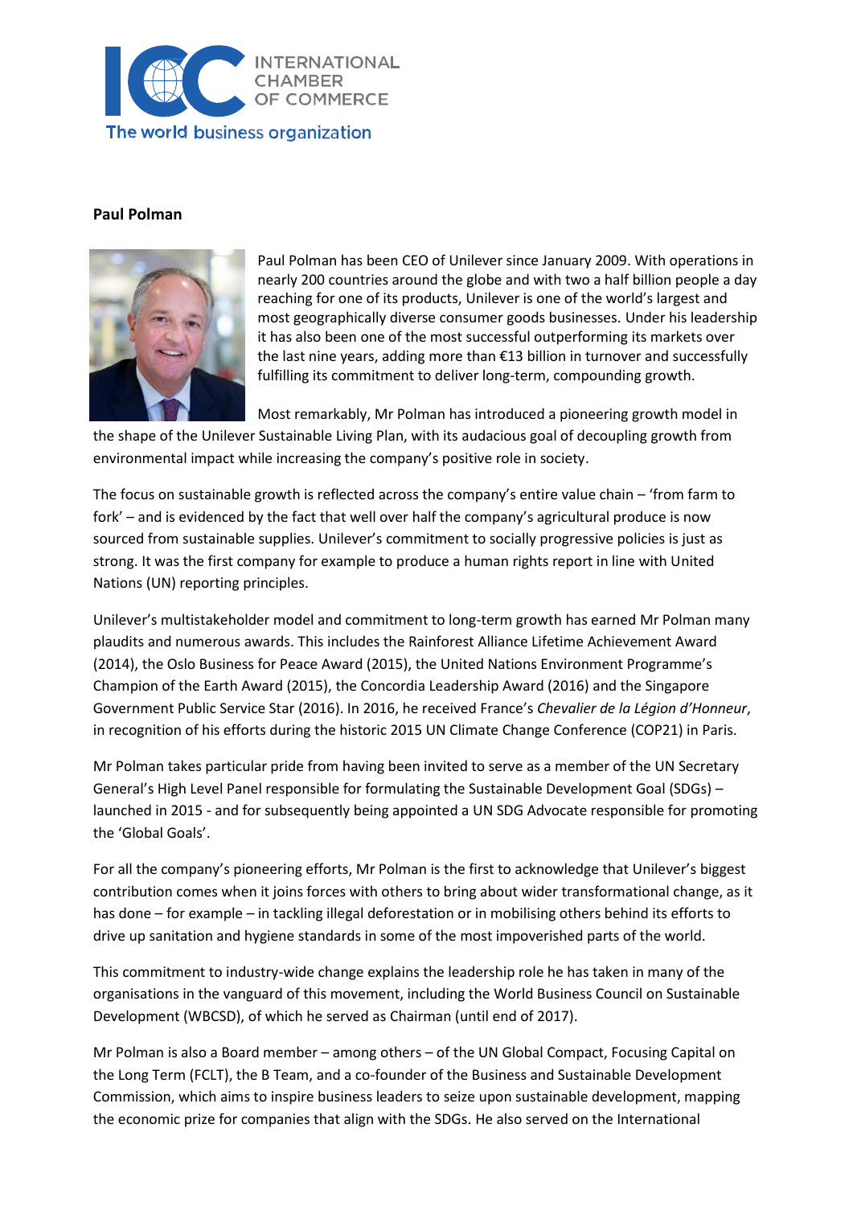**Paul Polman**

Paul Polman has been CEO of Unilever since January 2009. With operations in nearly 200 countries around the globe and with two a half billion people a day reaching for one of its products, Unilever is one of the world's largest and most geographically diverse consumer goods businesses. Under his leadership it has also been one of the most successful outperforming its markets over the last nine years, adding more than €13 billion in turnover and successfully fulfilling its commitment to deliver long-term, compounding growth.

Most remarkably, Mr Polman has introduced a pioneering growth model in the shape of the Unilever Sustainable Living Plan, with its audacious goal of decoupling growth from environmental impact while increasing the company's positive role in society.

The focus on sustainable growth is reflected across the company's entire value chain – 'from farm to fork' – and is evidenced by the fact that well over half the company's agricultural produce is now sourced from sustainable supplies. Unilever's commitment to socially progressive policies is just as strong. It was the first company for example to produce a human rights report in line with United Nations (UN) reporting principles.

Unilever's multistakeholder model and commitment to long-term growth has earned Mr Polman many plaudits and numerous awards. This includes the Rainforest Alliance Lifetime Achievement Award (2014), the Oslo Business for Peace Award (2015), the United Nations Environment Programme's Champion of the Earth Award (2015), the Concordia Leadership Award (2016) and the Singapore Government Public Service Star (2016). In 2016, he received France's *Chevalier de la Légion d'Honneur*, in recognition of his efforts during the historic 2015 UN Climate Change Conference (COP21) in Paris.

Mr Polman takes particular pride from having been invited to serve as a member of the UN Secretary General's High Level Panel responsible for formulating the Sustainable Development Goal (SDGs) – launched in 2015 - and for subsequently being appointed a UN SDG Advocate responsible for promoting the 'Global Goals'.

For all the company's pioneering efforts, Mr Polman is the first to acknowledge that Unilever's biggest contribution comes when it joins forces with others to bring about wider transformational change, as it has done – for example – in tackling illegal deforestation or in mobilising others behind its efforts to drive up sanitation and hygiene standards in some of the most impoverished parts of the world.

This commitment to industry-wide change explains the leadership role he has taken in many of the organisations in the vanguard of this movement, including the World Business Council on Sustainable Development (WBCSD), of which he served as Chairman (until end of 2017).

Mr Polman is also a Board member – among others – of the UN Global Compact, Focusing Capital on the Long Term (FCLT), the B Team, and a co-founder of the Business and Sustainable Development Commission, which aims to inspire business leaders to seize upon sustainable development, mapping the economic prize for companies that align with the SDGs. He also served on the International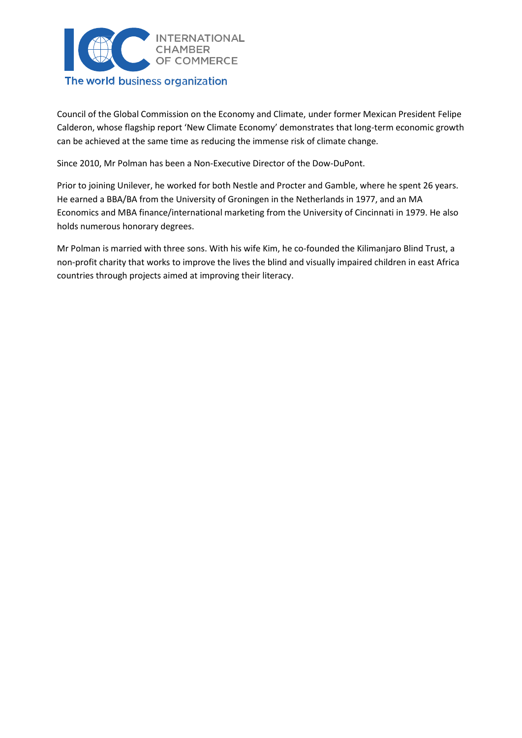Council of the Global Commission on the Economy and Climate, under former Mexican President Felipe Calderon, whose flagship report 'New Climate Economy' demonstrates that long-term economic growth can be achieved at the same time as reducing the immense risk of climate change.

Since 2010, Mr Polman has been a Non-Executive Director of the Dow-DuPont.

Prior to joining Unilever, he worked for both Nestle and Procter and Gamble, where he spent 26 years. He earned a BBA/BA from the University of Groningen in the Netherlands in 1977, and an MA Economics and MBA finance/international marketing from the University of Cincinnati in 1979. He also holds numerous honorary degrees.

Mr Polman is married with three sons. With his wife Kim, he co-founded the Kilimanjaro Blind Trust, a non-profit charity that works to improve the lives the blind and visually impaired children in east Africa countries through projects aimed at improving their literacy.